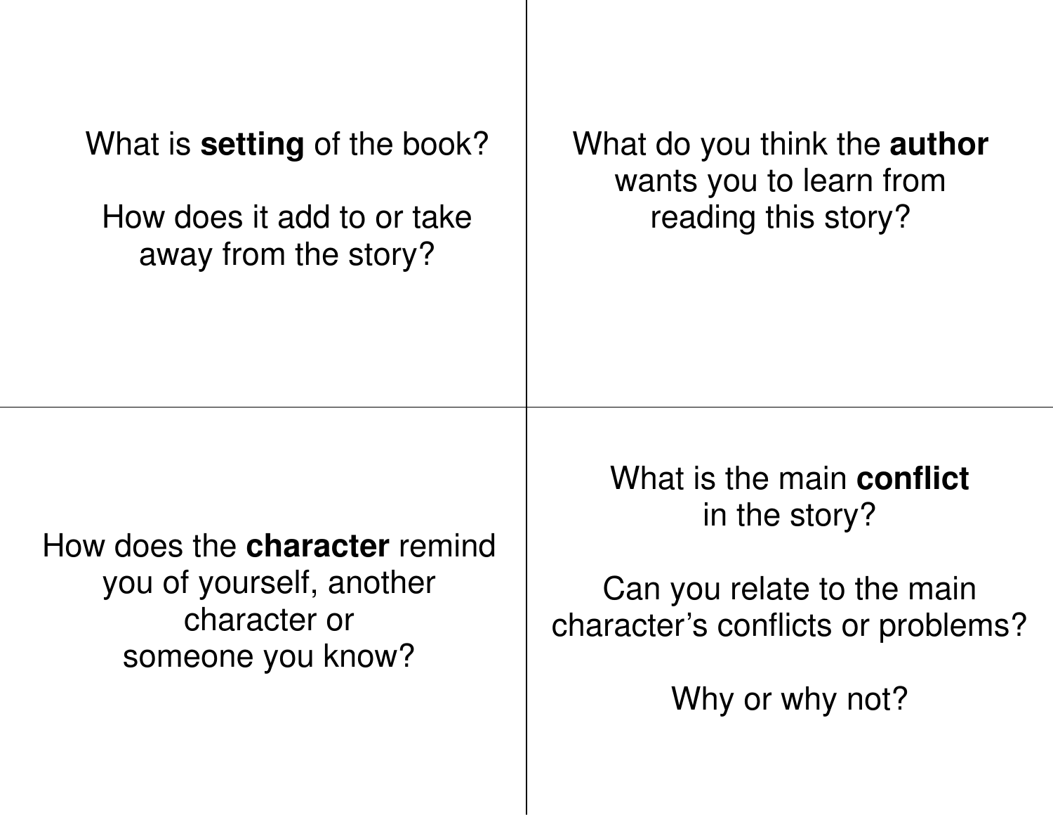What is **setting** of the book?

How does it add to or take away from the story?

What do you think the **author** wants you to learn from reading this story?

How does the **character** remind you of yourself, another character or someone you know?

What is the main **conflict** in the story?

Can you relate to the main character's conflicts or problems?

Why or why not?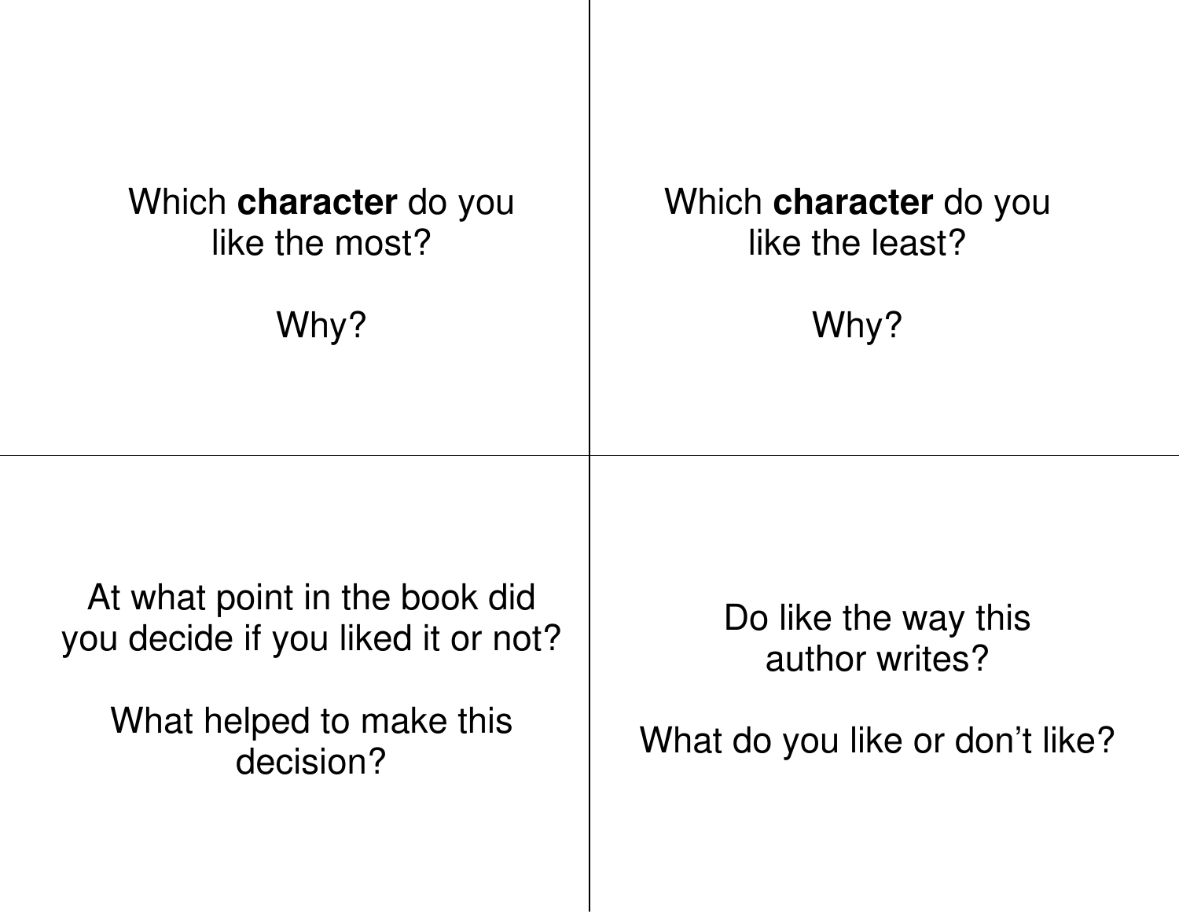Which **character** do you like the most?

Why?

Which **character** do you like the least?

Why?

At what point in the book did you decide if you liked it or not?

What helped to make this decision?

Do like the way this author writes?

What do you like or don't like?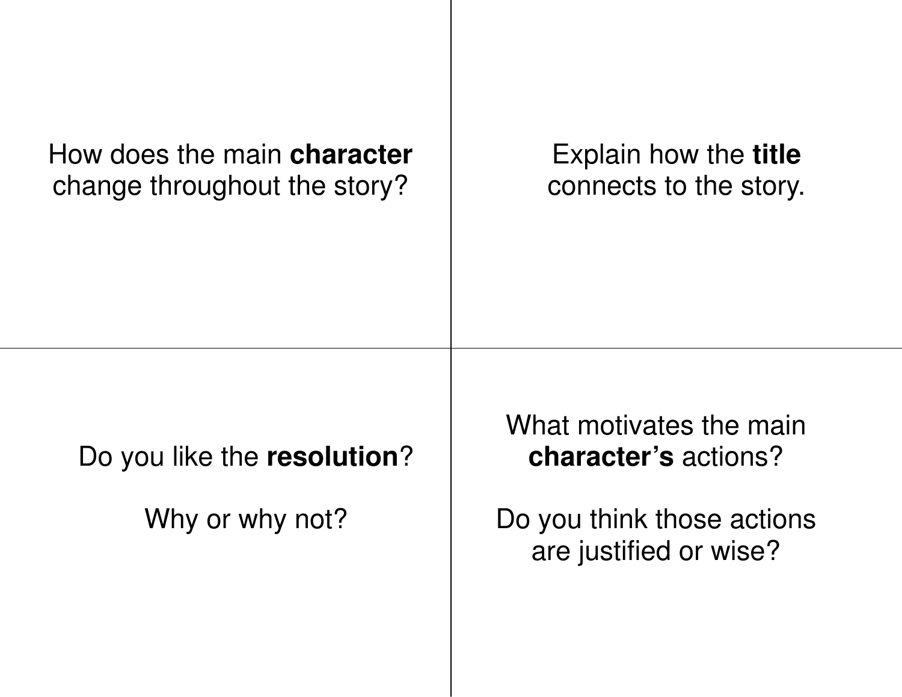How does the main **character** change throughout the story?

Explain how the **title** connects to the story.

Do you like the **resolution**?

Why or why not?

What motivates the main **character's** actions?

Do you think those actions are justified or wise?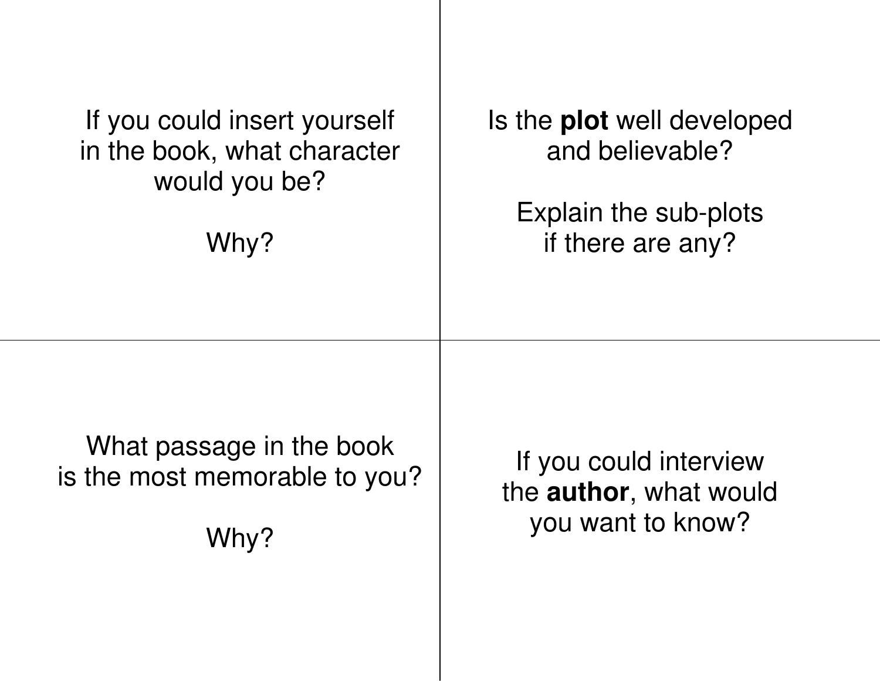If you could insert yourself in the book, what character would you be?

Why?

Is the **plot** well developed and believable?

Explain the sub-plots if there are any?

What passage in the book is the most memorable to you?

Why?

If you could interview the **author**, what would you want to know?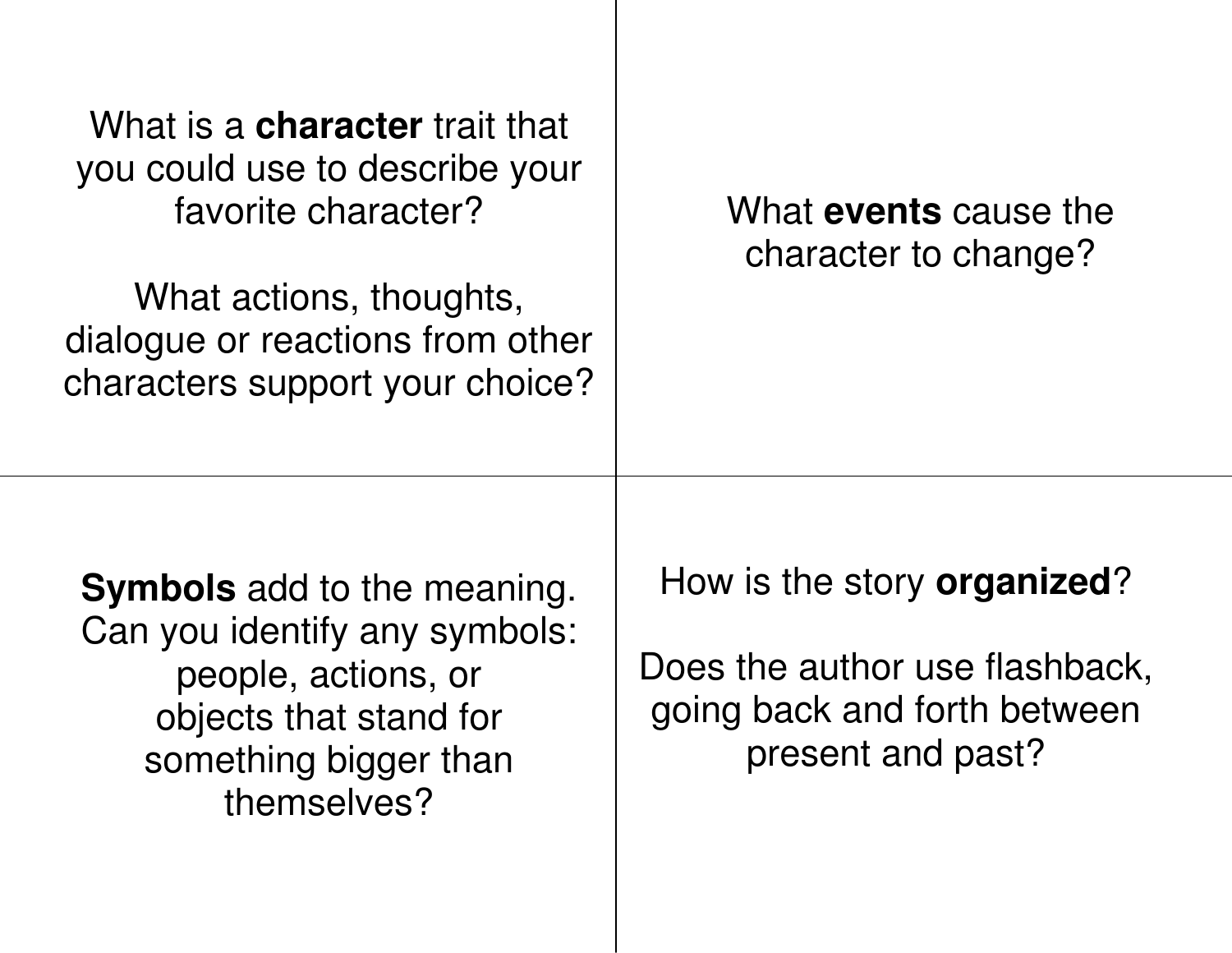What is a **character** trait that you could use to describe your favorite character?

What actions, thoughts, dialogue or reactions from other characters support your choice?

What **events** cause the character to change?

**Symbols** add to the meaning. Can you identify any symbols: people, actions, or objects that stand for something bigger than themselves?

How is the story **organized**?

Does the author use flashback, going back and forth between present and past?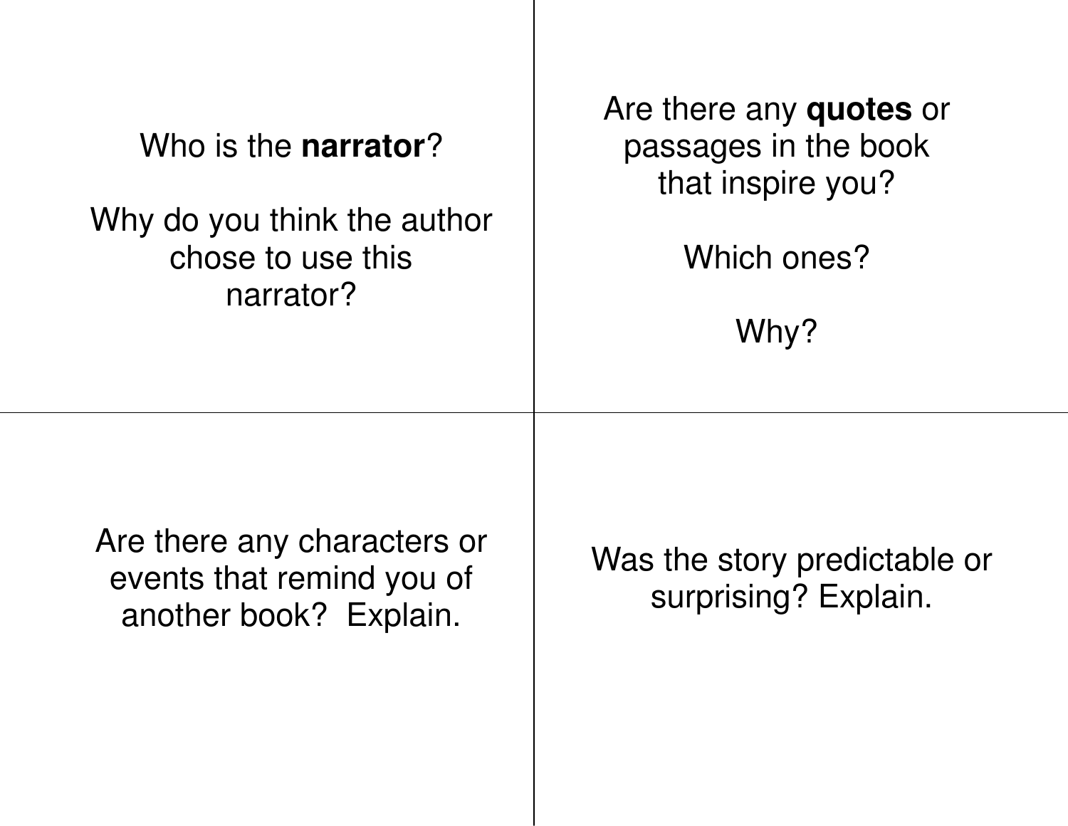Who is the **narrator**?

Why do you think the author chose to use this narrator?

Are there any **quotes** or passages in the book that inspire you?

Which ones?

Why?

Are there any characters or events that remind you of another book? Explain.

Was the story predictable or surprising? Explain.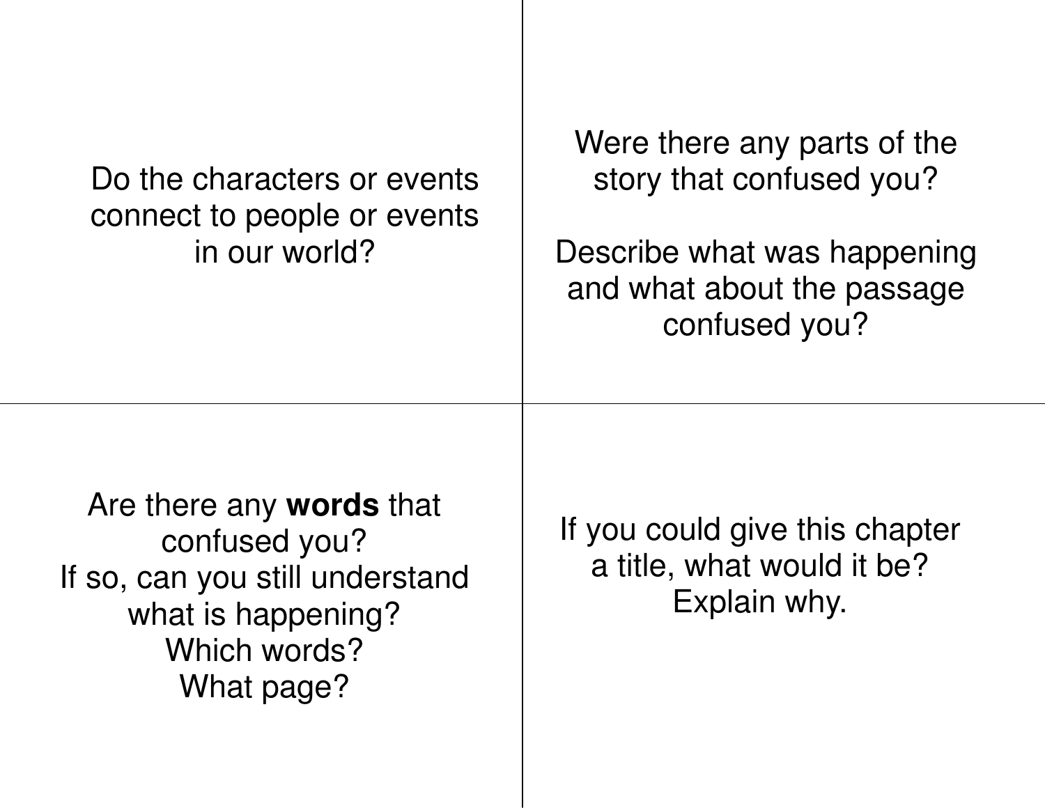Do the characters or events connect to people or events in our world?

Were there any parts of the story that confused you?

Describe what was happening and what about the passage confused you?

Are there any **words** that confused you?
If so, can you still understand what is happening?
Which words?
What page?

If you could give this chapter a title, what would it be?
Explain why.